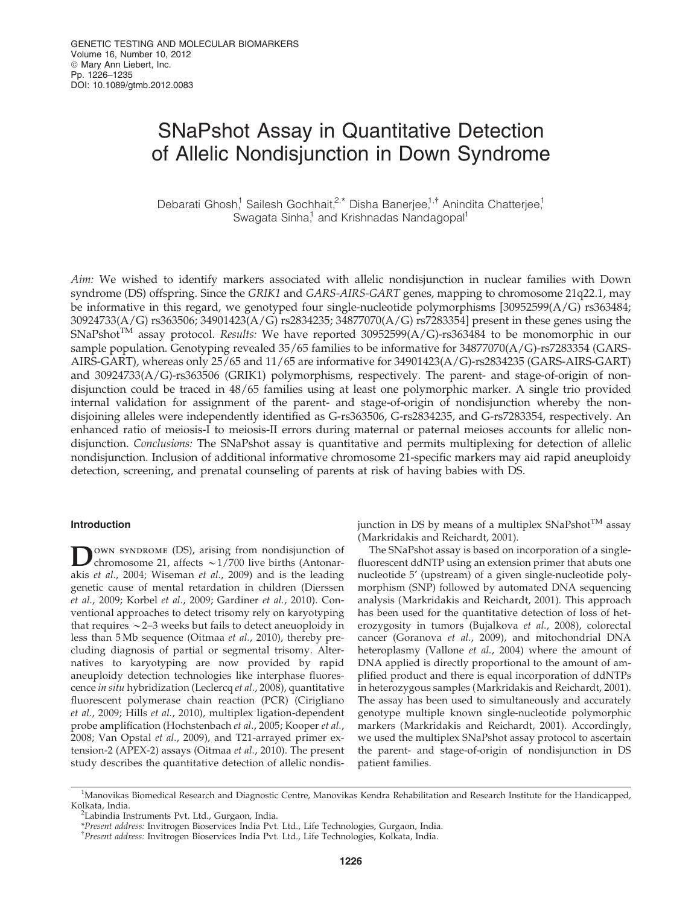# SNaPshot Assay in Quantitative Detection of Allelic Nondisjunction in Down Syndrome

Debarati Ghosh,[1] Sailesh Gochhait,[2,*] Disha Banerjee,[1,†] Anindita Chatterjee,[1] Swagata Sinha,[1] and Krishnadas Nandagopal[1]

*Aim:* We wished to identify markers associated with allelic nondisjunction in nuclear families with Down syndrome (DS) offspring. Since the *GRIK1* and *GARS-AIRS-GART* genes, mapping to chromosome 21q22.1, may be informative in this regard, we genotyped four single-nucleotide polymorphisms [30952599(A/G) rs363484; 30924733(A/G) rs363506; 34901423(A/G) rs2834235; 34877070(A/G) rs7283354] present in these genes using the SNaPshot™ assay protocol. *Results:* We have reported 30952599(A/G)-rs363484 to be monomorphic in our sample population. Genotyping revealed 35/65 families to be informative for 34877070(A/G)-rs7283354 (GARS-AIRS-GART), whereas only 25/65 and 11/65 are informative for 34901423(A/G)-rs2834235 (GARS-AIRS-GART) and 30924733(A/G)-rs363506 (GRIK1) polymorphisms, respectively. The parent- and stage-of-origin of nondisjunction could be traced in 48/65 families using at least one polymorphic marker. A single trio provided internal validation for assignment of the parent- and stage-of-origin of nondisjunction whereby the nondisjoining alleles were independently identified as G-rs363506, G-rs2834235, and G-rs7283354, respectively. An enhanced ratio of meiosis-I to meiosis-II errors during maternal or paternal meioses accounts for allelic nondisjunction. *Conclusions:* The SNaPshot assay is quantitative and permits multiplexing for detection of allelic nondisjunction. Inclusion of additional informative chromosome 21-specific markers may aid rapid aneuploidy detection, screening, and prenatal counseling of parents at risk of having babies with DS.

## Introduction

Down syndrome (DS), arising from nondisjunction of chromosome 21, affects ~1/700 live births (Antonarakis *et al.*, 2004; Wiseman *et al.*, 2009) and is the leading genetic cause of mental retardation in children (Dierssen *et al.*, 2009; Korbel *et al.*, 2009; Gardiner *et al.*, 2010). Conventional approaches to detect trisomy rely on karyotyping that requires ~2–3 weeks but fails to detect aneuoploidy in less than 5 Mb sequence (Oitmaa *et al.*, 2010), thereby precluding diagnosis of partial or segmental trisomy. Alternatives to karyotyping are now provided by rapid aneuploidy detection technologies like interphase fluorescence *in situ* hybridization (Leclercq *et al.*, 2008), quantitative fluorescent polymerase chain reaction (PCR) (Cirigliano *et al.*, 2009; Hills *et al.*, 2010), multiplex ligation-dependent probe amplification (Hochstenbach *et al.*, 2005; Kooper *et al.*, 2008; Van Opstal *et al.*, 2009), and T21-arrayed primer extension-2 (APEX-2) assays (Oitmaa *et al.*, 2010). The present study describes the quantitative detection of allelic nondisjunction in DS by means of a multiplex SNaPshot™ assay (Markridakis and Reichardt, 2001).

The SNaPshot assay is based on incorporation of a single-fluorescent ddNTP using an extension primer that abuts one nucleotide 5' (upstream) of a given single-nucleotide polymorphism (SNP) followed by automated DNA sequencing analysis (Markridakis and Reichardt, 2001). This approach has been used for the quantitative detection of loss of heterozygosity in tumors (Bujalkova *et al.*, 2008), colorectal cancer (Goranova *et al.*, 2009), and mitochondrial DNA heteroplasmy (Vallone *et al.*, 2004) where the amount of DNA applied is directly proportional to the amount of amplified product and there is equal incorporation of ddNTPs in heterozygous samples (Markridakis and Reichardt, 2001). The assay has been used to simultaneously and accurately genotype multiple known single-nucleotide polymorphic markers (Markridakis and Reichardt, 2001). Accordingly, we used the multiplex SNaPshot assay protocol to ascertain the parent- and stage-of-origin of nondisjunction in DS patient families.

---

[1]Manovikas Biomedical Research and Diagnostic Centre, Manovikas Kendra Rehabilitation and Research Institute for the Handicapped, Kolkata, India.
[2]Labindia Instruments Pvt. Ltd., Gurgaon, India.
*Present address: Invitrogen Bioservices India Pvt. Ltd., Life Technologies, Gurgaon, India.
†Present address: Invitrogen Bioservices India Pvt. Ltd., Life Technologies, Kolkata, India.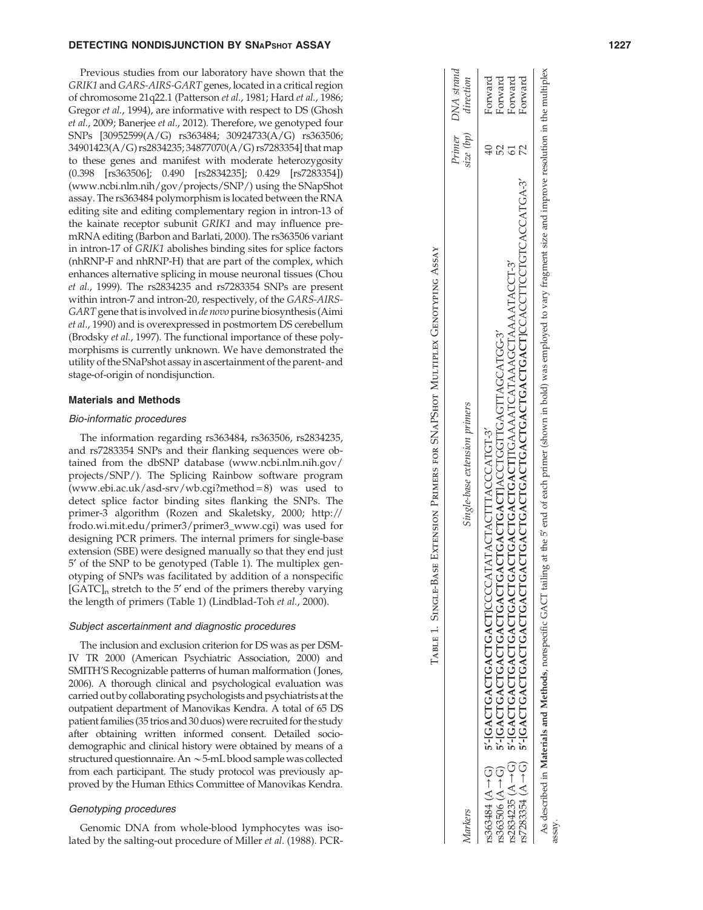Previous studies from our laboratory have shown that the *GRIK1* and *GARS-AIRS-GART* genes, located in a critical region of chromosome 21q22.1 (Patterson *et al.*, 1981; Hard *et al.*, 1986; Gregor *et al.*, 1994), are informative with respect to DS (Ghosh *et al.*, 2009; Banerjee *et al.*, 2012). Therefore, we genotyped four SNPs [30952599(A/G) rs363484; 30924733(A/G) rs363506; 34901423(A/G) rs2834235; 34877070(A/G) rs7283354] that map to these genes and manifest with moderate heterozygosity (0.398 [rs363506]; 0.490 [rs2834235]; 0.429 [rs7283354]) (www.ncbi.nlm.nih/gov/projects/SNP/) using the SNapShot assay. The rs363484 polymorphism is located between the RNA editing site and editing complementary region in intron-13 of the kainate receptor subunit *GRIK1* and may influence pre-mRNA editing (Barbon and Barlati, 2000). The rs363506 variant in intron-17 of *GRIK1* abolishes binding sites for splice factors (nhRNP-F and nhRNP-H) that are part of the complex, which enhances alternative splicing in mouse neuronal tissues (Chou *et al.*, 1999). The rs2834235 and rs7283354 SNPs are present within intron-7 and intron-20, respectively, of the *GARS-AIRS-GART* gene that is involved in *de novo* purine biosynthesis (Aimi *et al.*, 1990) and is overexpressed in postmortem DS cerebellum (Brodsky *et al.*, 1997). The functional importance of these polymorphisms is currently unknown. We have demonstrated the utility of the SNaPshot assay in ascertainment of the parent- and stage-of-origin of nondisjunction.

## Materials and Methods

### *Bio-informatic procedures*

The information regarding rs363484, rs363506, rs2834235, and rs7283354 SNPs and their flanking sequences were obtained from the dbSNP database (www.ncbi.nlm.nih.gov/projects/SNP/). The Splicing Rainbow software program (www.ebi.ac.uk/asd-srv/wb.cgi?method=8) was used to detect splice factor binding sites flanking the SNPs. The primer-3 algorithm (Rozen and Skaletsky, 2000; http://frodo.wi.mit.edu/primer3/primer3_www.cgi) was used for designing PCR primers. The internal primers for single-base extension (SBE) were designed manually so that they end just 5′ of the SNP to be genotyped (Table 1). The multiplex genotyping of SNPs was facilitated by addition of a nonspecific $[GATC]_n$ stretch to the 5′ end of the primers thereby varying the length of primers (Table 1) (Lindblad-Toh *et al.*, 2000).

### *Subject ascertainment and diagnostic procedures*

The inclusion and exclusion criterion for DS was as per DSM-IV TR 2000 (American Psychiatric Association, 2000) and SMITH'S Recognizable patterns of human malformation (Jones, 2006). A thorough clinical and psychological evaluation was carried out by collaborating psychologists and psychiatrists at the outpatient department of Manovikas Kendra. A total of 65 DS patient families (35 trios and 30 duos) were recruited for the study after obtaining written informed consent. Detailed socio-demographic and clinical history were obtained by means of a structured questionnaire. An ∼5-mL blood sample was collected from each participant. The study protocol was previously approved by the Human Ethics Committee of Manovikas Kendra.

### *Genotyping procedures*

Genomic DNA from whole-blood lymphocytes was isolated by the salting-out procedure of Miller *et al.* (1988). PCR-

Table 1. Single-Base Extension Primers for SNaPShot Multiplex Genotyping Assay

| Markers | Single-base extension primers | Primer size (bp) | DNA strand direction |
|---|---|---|---|
| rs363484 (A→G) | 5′-**[GACTGACTGACTGACT]**CCCCATATACTACTTTACCCATGT-3′ | 40 | Forward |
| rs363506 (A→G) | 5′-**[GACTGACTGACTGACTGACTGACTGACT]**ACCTGGTTGAGTTAGCATGG-3′ | 52 | Forward |
| rs2834235 (A→G) | 5′-**[GACTGACTGACTGACTGACTGACTGACT]**TGAAAATCATAAAGCTAAAATACCT-3′ | 61 | Forward |
| rs7283354 (A→G) | 5′-**[GACTGACTGACTGACTGACTGACTGACTGACTGACT]**CCACCTTCCTGTCACCATGA-3′ | 72 | Forward |

As described in **Materials and Methods**, nonspecific GACT tailing at the 5′ end of each primer (shown in bold) was employed to vary fragment size and improve resolution in the multiplex assay.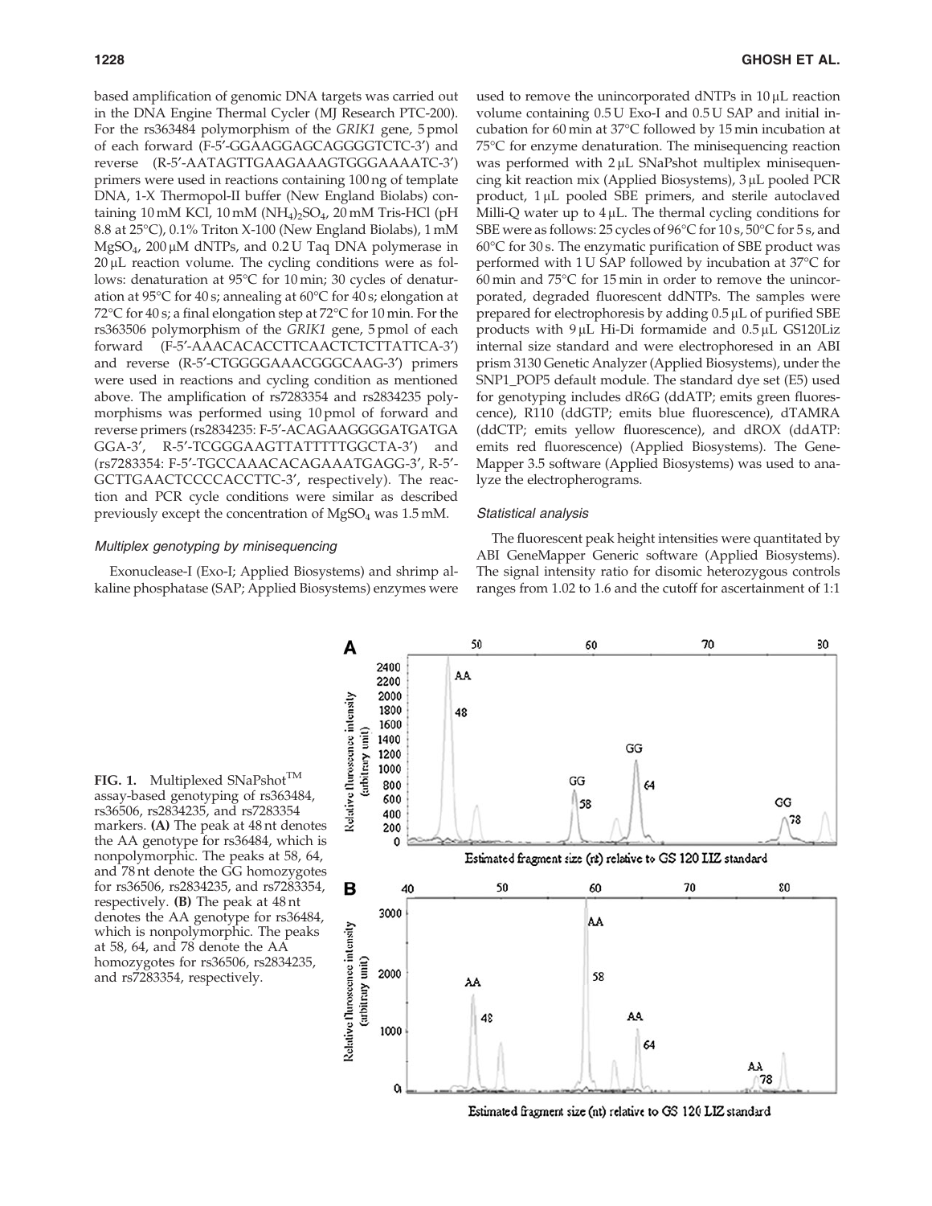based amplification of genomic DNA targets was carried out in the DNA Engine Thermal Cycler (MJ Research PTC-200). For the rs363484 polymorphism of the *GRIK1* gene, 5 pmol of each forward (F-5′-GGAAGGAGCAGGGGTCTC-3′) and reverse (R-5′-AATAGTTGAAGAAAGTGGGAAAATC-3′) primers were used in reactions containing 100 ng of template DNA, 1-X Thermopol-II buffer (New England Biolabs) containing 10 mM KCl, 10 mM $(NH_4)_2SO_4$, 20 mM Tris-HCl (pH 8.8 at 25°C), 0.1% Triton X-100 (New England Biolabs), 1 mM $MgSO_4$, 200 μM dNTPs, and 0.2 U Taq DNA polymerase in 20 μL reaction volume. The cycling conditions were as follows: denaturation at 95°C for 10 min; 30 cycles of denaturation at 95°C for 40 s; annealing at 60°C for 40 s; elongation at 72°C for 40 s; a final elongation step at 72°C for 10 min. For the rs363506 polymorphism of the *GRIK1* gene, 5 pmol of each forward (F-5′-AAACACACCTTCAACTCTCTTATTCA-3′) and reverse (R-5′-CTGGGGAAACGGGCAAG-3′) primers were used in reactions and cycling condition as mentioned above. The amplification of rs7283354 and rs2834235 polymorphisms was performed using 10 pmol of forward and reverse primers (rs2834235: F-5′-ACAGAAGGGGATGATGA GGA-3′, R-5′-TCGGGAAGTTATTTTTGGCTA-3′) and (rs7283354: F-5′-TGCCAAACACACAGAAATGAGG-3′, R-5′-GCTTGAACTCCCCACCTTC-3′, respectively). The reaction and PCR cycle conditions were similar as described previously except the concentration of $MgSO_4$ was 1.5 mM.

### Multiplex genotyping by minisequencing

Exonuclease-I (Exo-I; Applied Biosystems) and shrimp alkaline phosphatase (SAP; Applied Biosystems) enzymes were used to remove the unincorporated dNTPs in 10 μL reaction volume containing 0.5 U Exo-I and 0.5 U SAP and initial incubation for 60 min at 37°C followed by 15 min incubation at 75°C for enzyme denaturation. The minisequencing reaction was performed with 2 μL SNaPshot multiplex minisequencing kit reaction mix (Applied Biosystems), 3 μL pooled PCR product, 1 μL pooled SBE primers, and sterile autoclaved Milli-Q water up to 4 μL. The thermal cycling conditions for SBE were as follows: 25 cycles of 96°C for 10 s, 50°C for 5 s, and 60°C for 30 s. The enzymatic purification of SBE product was performed with 1 U SAP followed by incubation at 37°C for 60 min and 75°C for 15 min in order to remove the unincorporated, degraded fluorescent ddNTPs. The samples were prepared for electrophoresis by adding 0.5 μL of purified SBE products with 9 μL Hi-Di formamide and 0.5 μL GS120Liz internal size standard and were electrophoresed in an ABI prism 3130 Genetic Analyzer (Applied Biosystems), under the SNP1_POP5 default module. The standard dye set (E5) used for genotyping includes dR6G (ddATP; emits green fluorescence), R110 (ddGTP; emits blue fluorescence), dTAMRA (ddCTP; emits yellow fluorescence), and dROX (ddATP: emits red fluorescence) (Applied Biosystems). The GeneMapper 3.5 software (Applied Biosystems) was used to analyze the electropherograms.

### Statistical analysis

The fluorescent peak height intensities were quantitated by ABI GeneMapper Generic software (Applied Biosystems). The signal intensity ratio for disomic heterozygous controls ranges from 1.02 to 1.6 and the cutoff for ascertainment of 1:1

**FIG. 1.** Multiplexed SNaPshot™ assay-based genotyping of rs363484, rs36506, rs2834235, and rs7283354 markers. **(A)** The peak at 48 nt denotes the AA genotype for rs36484, which is nonpolymorphic. The peaks at 58, 64, and 78 nt denote the GG homozygotes for rs36506, rs2834235, and rs7283354, respectively. **(B)** The peak at 48 nt denotes the AA genotype for rs36484, which is nonpolymorphic. The peaks at 58, 64, and 78 denote the AA homozygotes for rs36506, rs2834235, and rs7283354, respectively.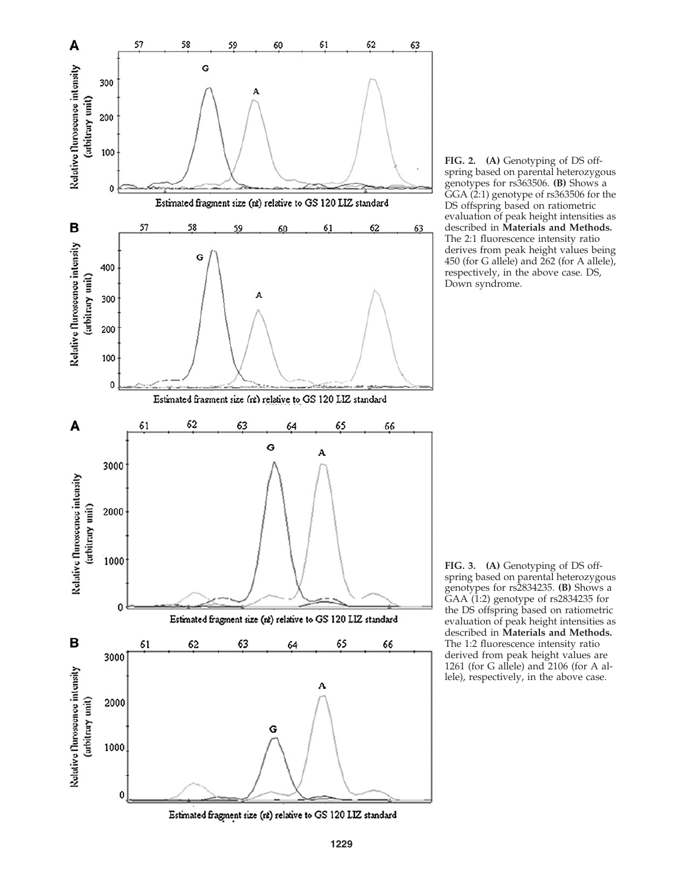**FIG. 2. (A)** Genotyping of DS offspring based on parental heterozygous genotypes for rs363506. **(B)** Shows a GGA (2:1) genotype of rs363506 for the DS offspring based on ratiometric evaluation of peak height intensities as described in **Materials and Methods.** The 2:1 fluorescence intensity ratio derives from peak height values being 450 (for G allele) and 262 (for A allele), respectively, in the above case. DS, Down syndrome.

**FIG. 3. (A)** Genotyping of DS offspring based on parental heterozygous genotypes for rs2834235. **(B)** Shows a GAA (1:2) genotype of rs2834235 for the DS offspring based on ratiometric evaluation of peak height intensities as described in **Materials and Methods.** The 1:2 fluorescence intensity ratio derived from peak height values are 1261 (for G allele) and 2106 (for A allele), respectively, in the above case.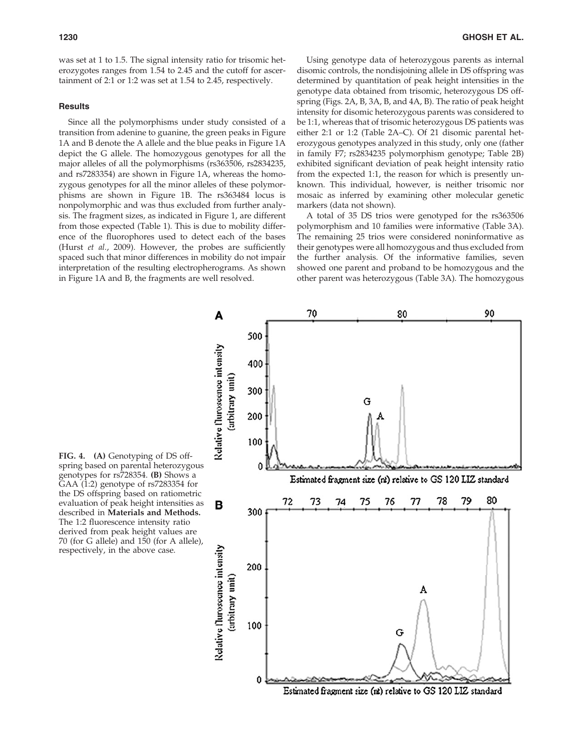was set at 1 to 1.5. The signal intensity ratio for trisomic heterozygotes ranges from 1.54 to 2.45 and the cutoff for ascertainment of 2:1 or 1:2 was set at 1.54 to 2.45, respectively.

### Results

Since all the polymorphisms under study consisted of a transition from adenine to guanine, the green peaks in Figure 1A and B denote the A allele and the blue peaks in Figure 1A depict the G allele. The homozygous genotypes for all the major alleles of all the polymorphisms (rs363506, rs2834235, and rs7283354) are shown in Figure 1A, whereas the homozygous genotypes for all the minor alleles of these polymorphisms are shown in Figure 1B. The rs363484 locus is nonpolymorphic and was thus excluded from further analysis. The fragment sizes, as indicated in Figure 1, are different from those expected (Table 1). This is due to mobility difference of the fluorophores used to detect each of the bases (Hurst *et al.*, 2009). However, the probes are sufficiently spaced such that minor differences in mobility do not impair interpretation of the resulting electropherograms. As shown in Figure 1A and B, the fragments are well resolved.

Using genotype data of heterozygous parents as internal disomic controls, the nondisjoining allele in DS offspring was determined by quantitation of peak height intensities in the genotype data obtained from trisomic, heterozygous DS offspring (Figs. 2A, B, 3A, B, and 4A, B). The ratio of peak height intensity for disomic heterozygous parents was considered to be 1:1, whereas that of trisomic heterozygous DS patients was either 2:1 or 1:2 (Table 2A–C). Of 21 disomic parental heterozygous genotypes analyzed in this study, only one (father in family F7; rs2834235 polymorphism genotype; Table 2B) exhibited significant deviation of peak height intensity ratio from the expected 1:1, the reason for which is presently unknown. This individual, however, is neither trisomic nor mosaic as inferred by examining other molecular genetic markers (data not shown).

A total of 35 DS trios were genotyped for the rs363506 polymorphism and 10 families were informative (Table 3A). The remaining 25 trios were considered noninformative as their genotypes were all homozygous and thus excluded from the further analysis. Of the informative families, seven showed one parent and proband to be homozygous and the other parent was heterozygous (Table 3A). The homozygous

**FIG. 4.** **(A)** Genotyping of DS offspring based on parental heterozygous genotypes for rs728354. **(B)** Shows a GAA (1:2) genotype of rs7283354 for the DS offspring based on ratiometric evaluation of peak height intensities as described in **Materials and Methods.** The 1:2 fluorescence intensity ratio derived from peak height values are 70 (for G allele) and 150 (for A allele), respectively, in the above case.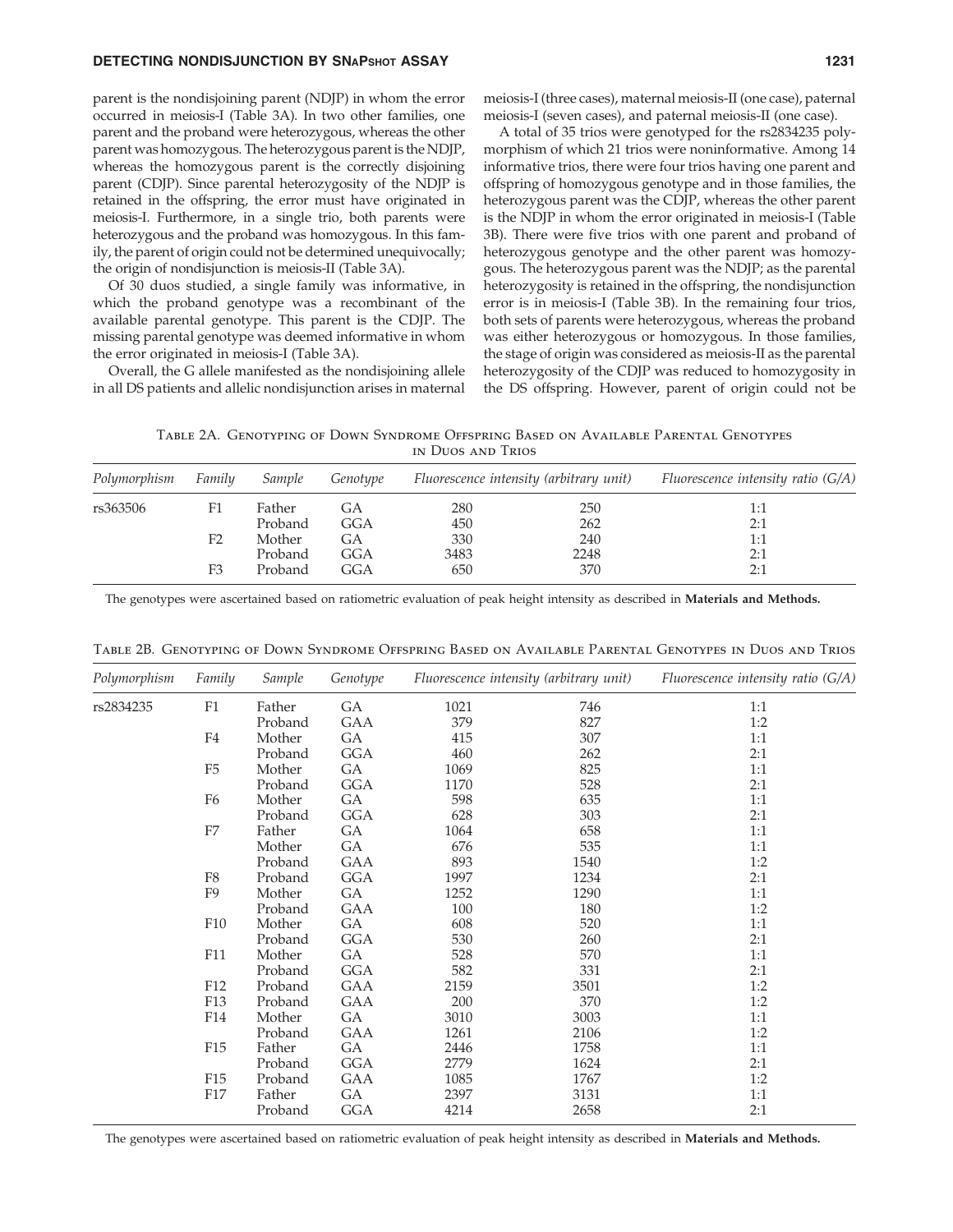parent is the nondisjoining parent (NDJP) in whom the error occurred in meiosis-I (Table 3A). In two other families, one parent and the proband were heterozygous, whereas the other parent was homozygous. The heterozygous parent is the NDJP, whereas the homozygous parent is the correctly disjoining parent (CDJP). Since parental heterozygosity of the NDJP is retained in the offspring, the error must have originated in meiosis-I. Furthermore, in a single trio, both parents were heterozygous and the proband was homozygous. In this family, the parent of origin could not be determined unequivocally; the origin of nondisjunction is meiosis-II (Table 3A).

Of 30 duos studied, a single family was informative, in which the proband genotype was a recombinant of the available parental genotype. This parent is the CDJP. The missing parental genotype was deemed informative in whom the error originated in meiosis-I (Table 3A).

Overall, the G allele manifested as the nondisjoining allele in all DS patients and allelic nondisjunction arises in maternal meiosis-I (three cases), maternal meiosis-II (one case), paternal meiosis-I (seven cases), and paternal meiosis-II (one case).

A total of 35 trios were genotyped for the rs2834235 polymorphism of which 21 trios were noninformative. Among 14 informative trios, there were four trios having one parent and offspring of homozygous genotype and in those families, the heterozygous parent was the CDJP, whereas the other parent is the NDJP in whom the error originated in meiosis-I (Table 3B). There were five trios with one parent and proband of heterozygous genotype and the other parent was homozygous. The heterozygous parent was the NDJP; as the parental heterozygosity is retained in the offspring, the nondisjunction error is in meiosis-I (Table 3B). In the remaining four trios, both sets of parents were heterozygous, whereas the proband was either heterozygous or homozygous. In those families, the stage of origin was considered as meiosis-II as the parental heterozygosity of the CDJP was reduced to homozygosity in the DS offspring. However, parent of origin could not be

Table 2A. Genotyping of Down Syndrome Offspring Based on Available Parental Genotypes in Duos and Trios

| *Polymorphism* | *Family* | *Sample* | *Genotype* | *Fluorescence intensity (arbitrary unit)* | | *Fluorescence intensity ratio (G/A)* |
|---|---|---|---|---|---|---|
| rs363506 | F1 | Father | GA | 280 | 250 | 1:1 |
| | | Proband | GGA | 450 | 262 | 2:1 |
| | F2 | Mother | GA | 330 | 240 | 1:1 |
| | | Proband | GGA | 3483 | 2248 | 2:1 |
| | F3 | Proband | GGA | 650 | 370 | 2:1 |

The genotypes were ascertained based on ratiometric evaluation of peak height intensity as described in **Materials and Methods.**

Table 2B. Genotyping of Down Syndrome Offspring Based on Available Parental Genotypes in Duos and Trios

| *Polymorphism* | *Family* | *Sample* | *Genotype* | *Fluorescence intensity (arbitrary unit)* | | *Fluorescence intensity ratio (G/A)* |
|---|---|---|---|---|---|---|
| rs2834235 | F1 | Father | GA | 1021 | 746 | 1:1 |
| | | Proband | GAA | 379 | 827 | 1:2 |
| | F4 | Mother | GA | 415 | 307 | 1:1 |
| | | Proband | GGA | 460 | 262 | 2:1 |
| | F5 | Mother | GA | 1069 | 825 | 1:1 |
| | | Proband | GGA | 1170 | 528 | 2:1 |
| | F6 | Mother | GA | 598 | 635 | 1:1 |
| | | Proband | GGA | 628 | 303 | 2:1 |
| | F7 | Father | GA | 1064 | 658 | 1:1 |
| | | Mother | GA | 676 | 535 | 1:1 |
| | | Proband | GAA | 893 | 1540 | 1:2 |
| | F8 | Proband | GGA | 1997 | 1234 | 2:1 |
| | F9 | Mother | GA | 1252 | 1290 | 1:1 |
| | | Proband | GAA | 100 | 180 | 1:2 |
| | F10 | Mother | GA | 608 | 520 | 1:1 |
| | | Proband | GGA | 530 | 260 | 2:1 |
| | F11 | Mother | GA | 528 | 570 | 1:1 |
| | | Proband | GGA | 582 | 331 | 2:1 |
| | F12 | Proband | GAA | 2159 | 3501 | 1:2 |
| | F13 | Proband | GAA | 200 | 370 | 1:2 |
| | F14 | Mother | GA | 3010 | 3003 | 1:1 |
| | | Proband | GAA | 1261 | 2106 | 1:2 |
| | F15 | Father | GA | 2446 | 1758 | 1:1 |
| | | Proband | GGA | 2779 | 1624 | 2:1 |
| | F15 | Proband | GAA | 1085 | 1767 | 1:2 |
| | F17 | Father | GA | 2397 | 3131 | 1:1 |
| | | Proband | GGA | 4214 | 2658 | 2:1 |

The genotypes were ascertained based on ratiometric evaluation of peak height intensity as described in **Materials and Methods.**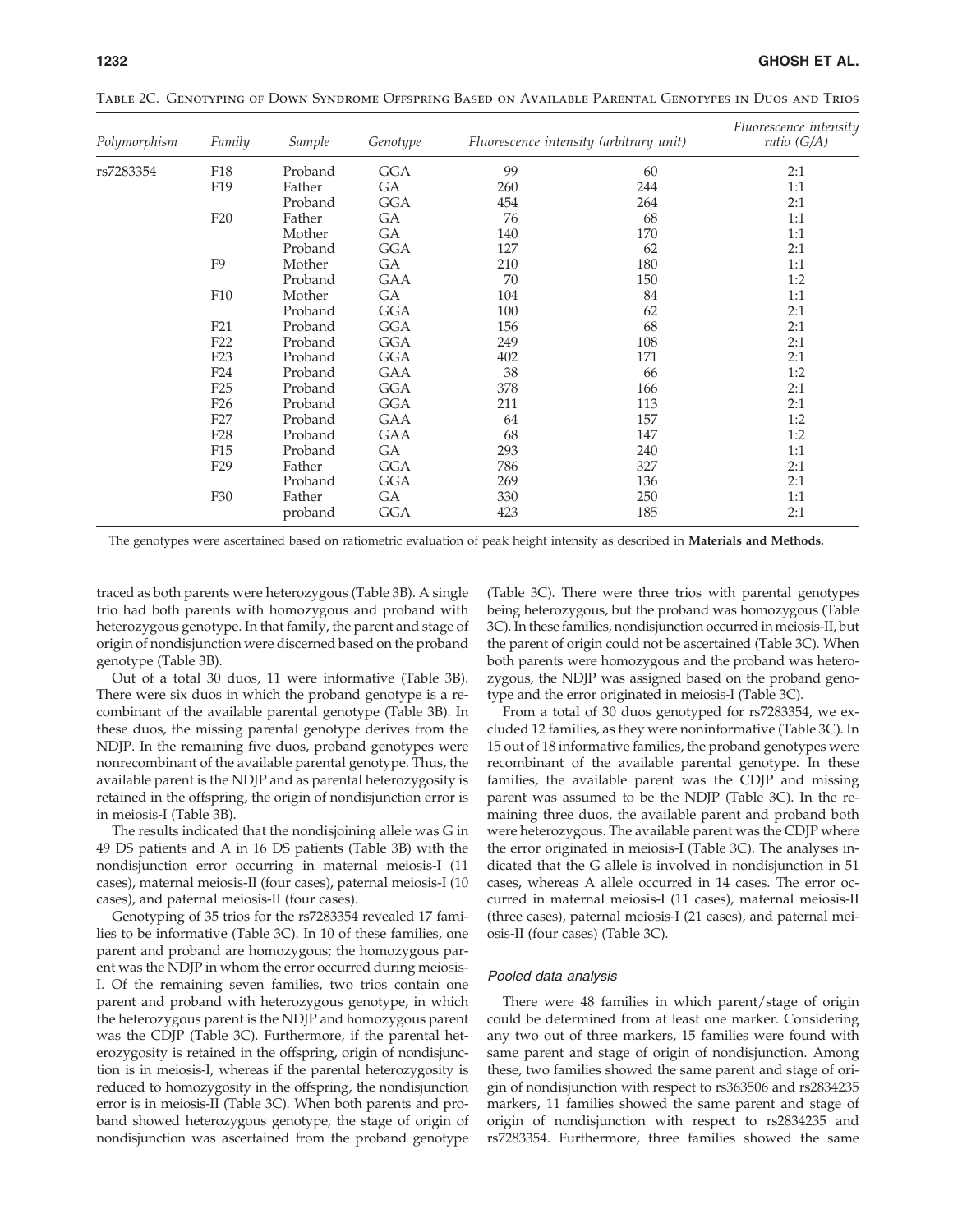Table 2C. Genotyping of Down Syndrome Offspring Based on Available Parental Genotypes in Duos and Trios

| Polymorphism | Family | Sample | Genotype | Fluorescence intensity (arbitrary unit) | | Fluorescence intensity ratio (G/A) |
|---|---|---|---|---|---|---|
| rs7283354 | F18 | Proband | GGA | 99 | 60 | 2:1 |
| | F19 | Father | GA | 260 | 244 | 1:1 |
| | | Proband | GGA | 454 | 264 | 2:1 |
| | F20 | Father | GA | 76 | 68 | 1:1 |
| | | Mother | GA | 140 | 170 | 1:1 |
| | | Proband | GGA | 127 | 62 | 2:1 |
| | F9 | Mother | GA | 210 | 180 | 1:1 |
| | | Proband | GAA | 70 | 150 | 1:2 |
| | F10 | Mother | GA | 104 | 84 | 1:1 |
| | | Proband | GGA | 100 | 62 | 2:1 |
| | F21 | Proband | GGA | 156 | 68 | 2:1 |
| | F22 | Proband | GGA | 249 | 108 | 2:1 |
| | F23 | Proband | GGA | 402 | 171 | 2:1 |
| | F24 | Proband | GAA | 38 | 66 | 1:2 |
| | F25 | Proband | GGA | 378 | 166 | 2:1 |
| | F26 | Proband | GGA | 211 | 113 | 2:1 |
| | F27 | Proband | GAA | 64 | 157 | 1:2 |
| | F28 | Proband | GAA | 68 | 147 | 1:2 |
| | F15 | Proband | GA | 293 | 240 | 1:1 |
| | F29 | Father | GGA | 786 | 327 | 2:1 |
| | | Proband | GGA | 269 | 136 | 2:1 |
| | F30 | Father | GA | 330 | 250 | 1:1 |
| | | proband | GGA | 423 | 185 | 2:1 |

The genotypes were ascertained based on ratiometric evaluation of peak height intensity as described in **Materials and Methods.**

traced as both parents were heterozygous (Table 3B). A single trio had both parents with homozygous and proband with heterozygous genotype. In that family, the parent and stage of origin of nondisjunction were discerned based on the proband genotype (Table 3B).

Out of a total 30 duos, 11 were informative (Table 3B). There were six duos in which the proband genotype is a recombinant of the available parental genotype (Table 3B). In these duos, the missing parental genotype derives from the NDJP. In the remaining five duos, proband genotypes were nonrecombinant of the available parental genotype. Thus, the available parent is the NDJP and as parental heterozygosity is retained in the offspring, the origin of nondisjunction error is in meiosis-I (Table 3B).

The results indicated that the nondisjoining allele was G in 49 DS patients and A in 16 DS patients (Table 3B) with the nondisjunction error occurring in maternal meiosis-I (11 cases), maternal meiosis-II (four cases), paternal meiosis-I (10 cases), and paternal meiosis-II (four cases).

Genotyping of 35 trios for the rs7283354 revealed 17 families to be informative (Table 3C). In 10 of these families, one parent and proband are homozygous; the homozygous parent was the NDJP in whom the error occurred during meiosis-I. Of the remaining seven families, two trios contain one parent and proband with heterozygous genotype, in which the heterozygous parent is the NDJP and homozygous parent was the CDJP (Table 3C). Furthermore, if the parental heterozygosity is retained in the offspring, origin of nondisjunction is in meiosis-I, whereas if the parental heterozygosity is reduced to homozygosity in the offspring, the nondisjunction error is in meiosis-II (Table 3C). When both parents and proband showed heterozygous genotype, the stage of origin of nondisjunction was ascertained from the proband genotype (Table 3C). There were three trios with parental genotypes being heterozygous, but the proband was homozygous (Table 3C). In these families, nondisjunction occurred in meiosis-II, but the parent of origin could not be ascertained (Table 3C). When both parents were homozygous and the proband was heterozygous, the NDJP was assigned based on the proband genotype and the error originated in meiosis-I (Table 3C).

From a total of 30 duos genotyped for rs7283354, we excluded 12 families, as they were noninformative (Table 3C). In 15 out of 18 informative families, the proband genotypes were recombinant of the available parental genotype. In these families, the available parent was the CDJP and missing parent was assumed to be the NDJP (Table 3C). In the remaining three duos, the available parent and proband both were heterozygous. The available parent was the CDJP where the error originated in meiosis-I (Table 3C). The analyses indicated that the G allele is involved in nondisjunction in 51 cases, whereas A allele occurred in 14 cases. The error occurred in maternal meiosis-I (11 cases), maternal meiosis-II (three cases), paternal meiosis-I (21 cases), and paternal meiosis-II (four cases) (Table 3C).

### Pooled data analysis

There were 48 families in which parent/stage of origin could be determined from at least one marker. Considering any two out of three markers, 15 families were found with same parent and stage of origin of nondisjunction. Among these, two families showed the same parent and stage of origin of nondisjunction with respect to rs363506 and rs2834235 markers, 11 families showed the same parent and stage of origin of nondisjunction with respect to rs2834235 and rs7283354. Furthermore, three families showed the same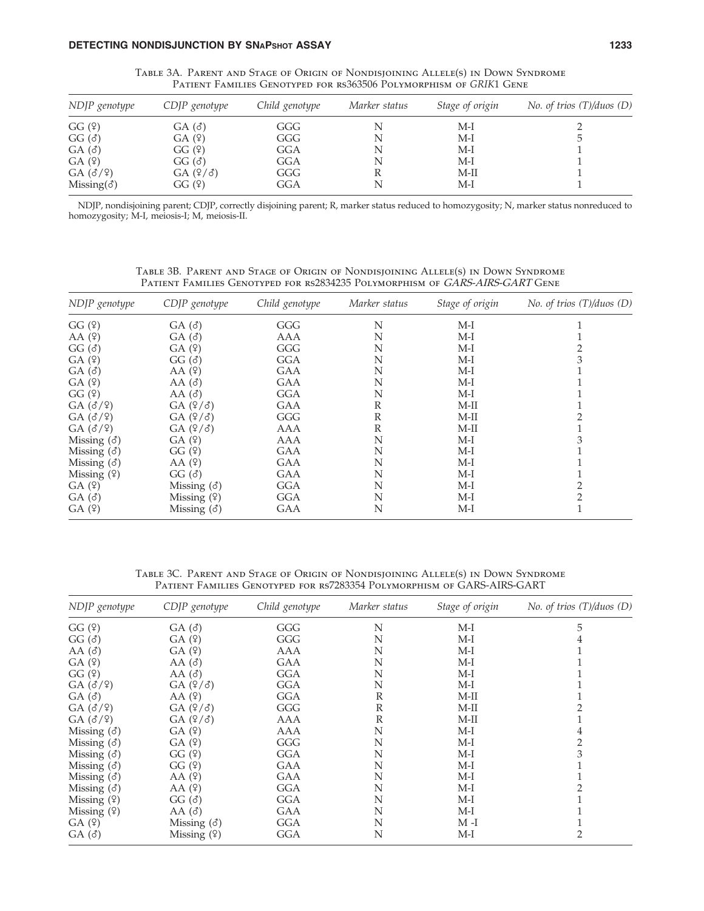Table 3A. Parent and Stage of Origin of Nondisjoining Allele(s) in Down Syndrome Patient Families Genotyped for rs363506 Polymorphism of *GRIK*1 Gene

| *NDJP genotype* | *CDJP genotype* | *Child genotype* | *Marker status* | *Stage of origin* | *No. of trios (T)/duos (D)* |
|---|---|---|---|---|---|
| GG (♀) | GA (♂) | GGG | N | M-I | 2 |
| GG (♂) | GA (♀) | GGG | N | M-I | 5 |
| GA (♂) | GG (♀) | GGA | N | M-I | 1 |
| GA (♀) | GG (♂) | GGA | N | M-I | 1 |
| GA (♂/♀) | GA (♀/♂) | GGG | R | M-II | 1 |
| Missing(♂) | GG (♀) | GGA | N | M-I | 1 |

NDJP, nondisjoining parent; CDJP, correctly disjoining parent; R, marker status reduced to homozygosity; N, marker status nonreduced to homozygosity; M-I, meiosis-I; M, meiosis-II.

Table 3B. Parent and Stage of Origin of Nondisjoining Allele(s) in Down Syndrome Patient Families Genotyped for rs2834235 Polymorphism of *GARS-AIRS-GART* Gene

| *NDJP genotype* | *CDJP genotype* | *Child genotype* | *Marker status* | *Stage of origin* | *No. of trios (T)/duos (D)* |
|---|---|---|---|---|---|
| GG (♀) | GA (♂) | GGG | N | M-I | 1 |
| AA (♀) | GA (♂) | AAA | N | M-I | 1 |
| GG (♂) | GA (♀) | GGG | N | M-I | 2 |
| GA (♀) | GG (♂) | GGA | N | M-I | 3 |
| GA (♂) | AA (♀) | GAA | N | M-I | 1 |
| GA (♀) | AA (♂) | GAA | N | M-I | 1 |
| GG (♀) | AA (♂) | GGA | N | M-I | 1 |
| GA (♂/♀) | GA (♀/♂) | GAA | R | M-II | 1 |
| GA (♂/♀) | GA (♀/♂) | GGG | R | M-II | 2 |
| GA (♂/♀) | GA (♀/♂) | AAA | R | M-II | 1 |
| Missing (♂) | GA (♀) | AAA | N | M-I | 3 |
| Missing (♂) | GG (♀) | GAA | N | M-I | 1 |
| Missing (♂) | AA (♀) | GAA | N | M-I | 1 |
| Missing (♀) | GG (♂) | GAA | N | M-I | 1 |
| GA (♀) | Missing (♂) | GGA | N | M-I | 2 |
| GA (♂) | Missing (♀) | GGA | N | M-I | 2 |
| GA (♀) | Missing (♂) | GAA | N | M-I | 1 |

Table 3C. Parent and Stage of Origin of Nondisjoining Allele(s) in Down Syndrome Patient Families Genotyped for rs7283354 Polymorphism of GARS-AIRS-GART

| *NDJP genotype* | *CDJP genotype* | *Child genotype* | *Marker status* | *Stage of origin* | *No. of trios (T)/duos (D)* |
|---|---|---|---|---|---|
| GG (♀) | GA (♂) | GGG | N | M-I | 5 |
| GG (♂) | GA (♀) | GGG | N | M-I | 4 |
| AA (♂) | GA (♀) | AAA | N | M-I | 1 |
| GA (♀) | AA (♂) | GAA | N | M-I | 1 |
| GG (♀) | AA (♂) | GGA | N | M-I | 1 |
| GA (♂/♀) | GA (♀/♂) | GGA | N | M-I | 1 |
| GA (♂) | AA (♀) | GGA | R | M-II | 1 |
| GA (♂/♀) | GA (♀/♂) | GGG | R | M-II | 2 |
| GA (♂/♀) | GA (♀/♂) | AAA | R | M-II | 1 |
| Missing (♂) | GA (♀) | AAA | N | M-I | 4 |
| Missing (♂) | GA (♀) | GGG | N | M-I | 2 |
| Missing (♂) | GG (♀) | GGA | N | M-I | 3 |
| Missing (♂) | GG (♀) | GAA | N | M-I | 1 |
| Missing (♂) | AA (♀) | GAA | N | M-I | 1 |
| Missing (♂) | AA (♀) | GGA | N | M-I | 2 |
| Missing (♀) | GG (♂) | GGA | N | M-I | 1 |
| Missing (♀) | AA (♂) | GAA | N | M-I | 1 |
| GA (♀) | Missing (♂) | GGA | N | M -I | 1 |
| GA (♂) | Missing (♀) | GGA | N | M-I | 2 |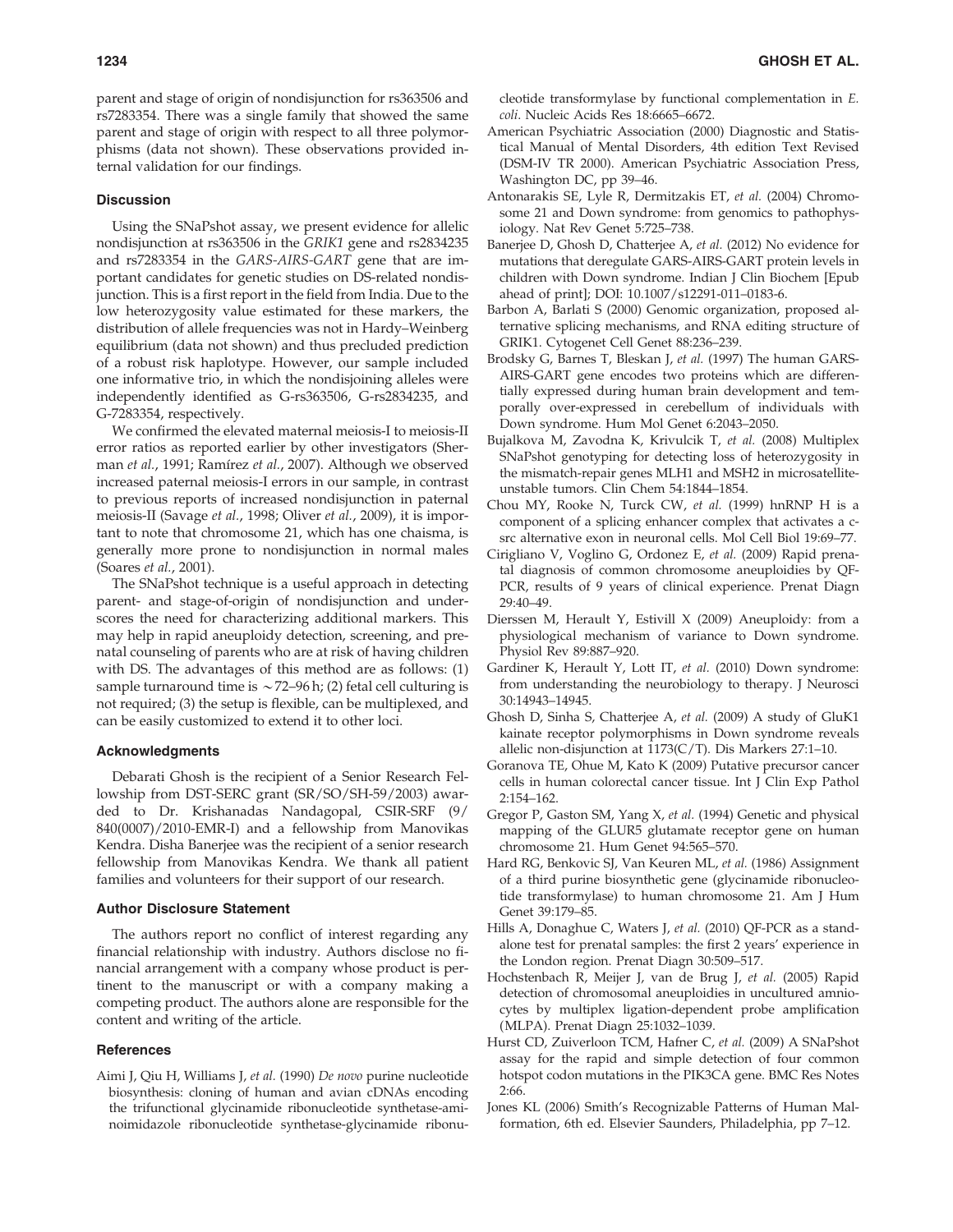parent and stage of origin of nondisjunction for rs363506 and rs7283354. There was a single family that showed the same parent and stage of origin with respect to all three polymorphisms (data not shown). These observations provided internal validation for our findings.

## Discussion

Using the SNaPshot assay, we present evidence for allelic nondisjunction at rs363506 in the *GRIK1* gene and rs2834235 and rs7283354 in the *GARS-AIRS-GART* gene that are important candidates for genetic studies on DS-related nondisjunction. This is a first report in the field from India. Due to the low heterozygosity value estimated for these markers, the distribution of allele frequencies was not in Hardy–Weinberg equilibrium (data not shown) and thus precluded prediction of a robust risk haplotype. However, our sample included one informative trio, in which the nondisjoining alleles were independently identified as G-rs363506, G-rs2834235, and G-7283354, respectively.

We confirmed the elevated maternal meiosis-I to meiosis-II error ratios as reported earlier by other investigators (Sherman *et al.*, 1991; Ramírez *et al.*, 2007). Although we observed increased paternal meiosis-I errors in our sample, in contrast to previous reports of increased nondisjunction in paternal meiosis-II (Savage *et al.*, 1998; Oliver *et al.*, 2009), it is important to note that chromosome 21, which has one chaisma, is generally more prone to nondisjunction in normal males (Soares *et al.*, 2001).

The SNaPshot technique is a useful approach in detecting parent- and stage-of-origin of nondisjunction and underscores the need for characterizing additional markers. This may help in rapid aneuploidy detection, screening, and prenatal counseling of parents who are at risk of having children with DS. The advantages of this method are as follows: (1) sample turnaround time is ~72–96 h; (2) fetal cell culturing is not required; (3) the setup is flexible, can be multiplexed, and can be easily customized to extend it to other loci.

## Acknowledgments

Debarati Ghosh is the recipient of a Senior Research Fellowship from DST-SERC grant (SR/SO/SH-59/2003) awarded to Dr. Krishanadas Nandagopal, CSIR-SRF (9/840(0007)/2010-EMR-I) and a fellowship from Manovikas Kendra. Disha Banerjee was the recipient of a senior research fellowship from Manovikas Kendra. We thank all patient families and volunteers for their support of our research.

## Author Disclosure Statement

The authors report no conflict of interest regarding any financial relationship with industry. Authors disclose no financial arrangement with a company whose product is pertinent to the manuscript or with a company making a competing product. The authors alone are responsible for the content and writing of the article.

## References

Aimi J, Qiu H, Williams J, *et al.* (1990) *De novo* purine nucleotide biosynthesis: cloning of human and avian cDNAs encoding the trifunctional glycinamide ribonucleotide synthetase-aminoimidazole ribonucleotide synthetase-glycinamide ribonucleotide transformylase by functional complementation in *E. coli*. Nucleic Acids Res 18:6665–6672.

American Psychiatric Association (2000) Diagnostic and Statistical Manual of Mental Disorders, 4th edition Text Revised (DSM-IV TR 2000). American Psychiatric Association Press, Washington DC, pp 39–46.

Antonarakis SE, Lyle R, Dermitzakis ET, *et al.* (2004) Chromosome 21 and Down syndrome: from genomics to pathophysiology. Nat Rev Genet 5:725–738.

Banerjee D, Ghosh D, Chatterjee A, *et al.* (2012) No evidence for mutations that deregulate GARS-AIRS-GART protein levels in children with Down syndrome. Indian J Clin Biochem [Epub ahead of print]; DOI: 10.1007/s12291-011–0183-6.

Barbon A, Barlati S (2000) Genomic organization, proposed alternative splicing mechanisms, and RNA editing structure of GRIK1. Cytogenet Cell Genet 88:236–239.

Brodsky G, Barnes T, Bleskan J, *et al.* (1997) The human GARS-AIRS-GART gene encodes two proteins which are differentially expressed during human brain development and temporally over-expressed in cerebellum of individuals with Down syndrome. Hum Mol Genet 6:2043–2050.

Bujalkova M, Zavodna K, Krivulcik T, *et al.* (2008) Multiplex SNaPshot genotyping for detecting loss of heterozygosity in the mismatch-repair genes MLH1 and MSH2 in microsatellite-unstable tumors. Clin Chem 54:1844–1854.

Chou MY, Rooke N, Turck CW, *et al.* (1999) hnRNP H is a component of a splicing enhancer complex that activates a c-src alternative exon in neuronal cells. Mol Cell Biol 19:69–77.

Cirigliano V, Voglino G, Ordonez E, *et al.* (2009) Rapid prenatal diagnosis of common chromosome aneuploidies by QF-PCR, results of 9 years of clinical experience. Prenat Diagn 29:40–49.

Dierssen M, Herault Y, Estivill X (2009) Aneuploidy: from a physiological mechanism of variance to Down syndrome. Physiol Rev 89:887–920.

Gardiner K, Herault Y, Lott IT, *et al.* (2010) Down syndrome: from understanding the neurobiology to therapy. J Neurosci 30:14943–14945.

Ghosh D, Sinha S, Chatterjee A, *et al.* (2009) A study of GluK1 kainate receptor polymorphisms in Down syndrome reveals allelic non-disjunction at 1173(C/T). Dis Markers 27:1–10.

Goranova TE, Ohue M, Kato K (2009) Putative precursor cancer cells in human colorectal cancer tissue. Int J Clin Exp Pathol 2:154–162.

Gregor P, Gaston SM, Yang X, *et al.* (1994) Genetic and physical mapping of the GLUR5 glutamate receptor gene on human chromosome 21. Hum Genet 94:565–570.

Hard RG, Benkovic SJ, Van Keuren ML, *et al.* (1986) Assignment of a third purine biosynthetic gene (glycinamide ribonucleotide transformylase) to human chromosome 21. Am J Hum Genet 39:179–85.

Hills A, Donaghue C, Waters J, *et al.* (2010) QF-PCR as a stand-alone test for prenatal samples: the first 2 years' experience in the London region. Prenat Diagn 30:509–517.

Hochstenbach R, Meijer J, van de Brug J, *et al.* (2005) Rapid detection of chromosomal aneuploidies in uncultured amniocytes by multiplex ligation-dependent probe amplification (MLPA). Prenat Diagn 25:1032–1039.

Hurst CD, Zuiverloon TCM, Hafner C, *et al.* (2009) A SNaPshot assay for the rapid and simple detection of four common hotspot codon mutations in the PIK3CA gene. BMC Res Notes 2:66.

Jones KL (2006) Smith's Recognizable Patterns of Human Malformation, 6th ed. Elsevier Saunders, Philadelphia, pp 7–12.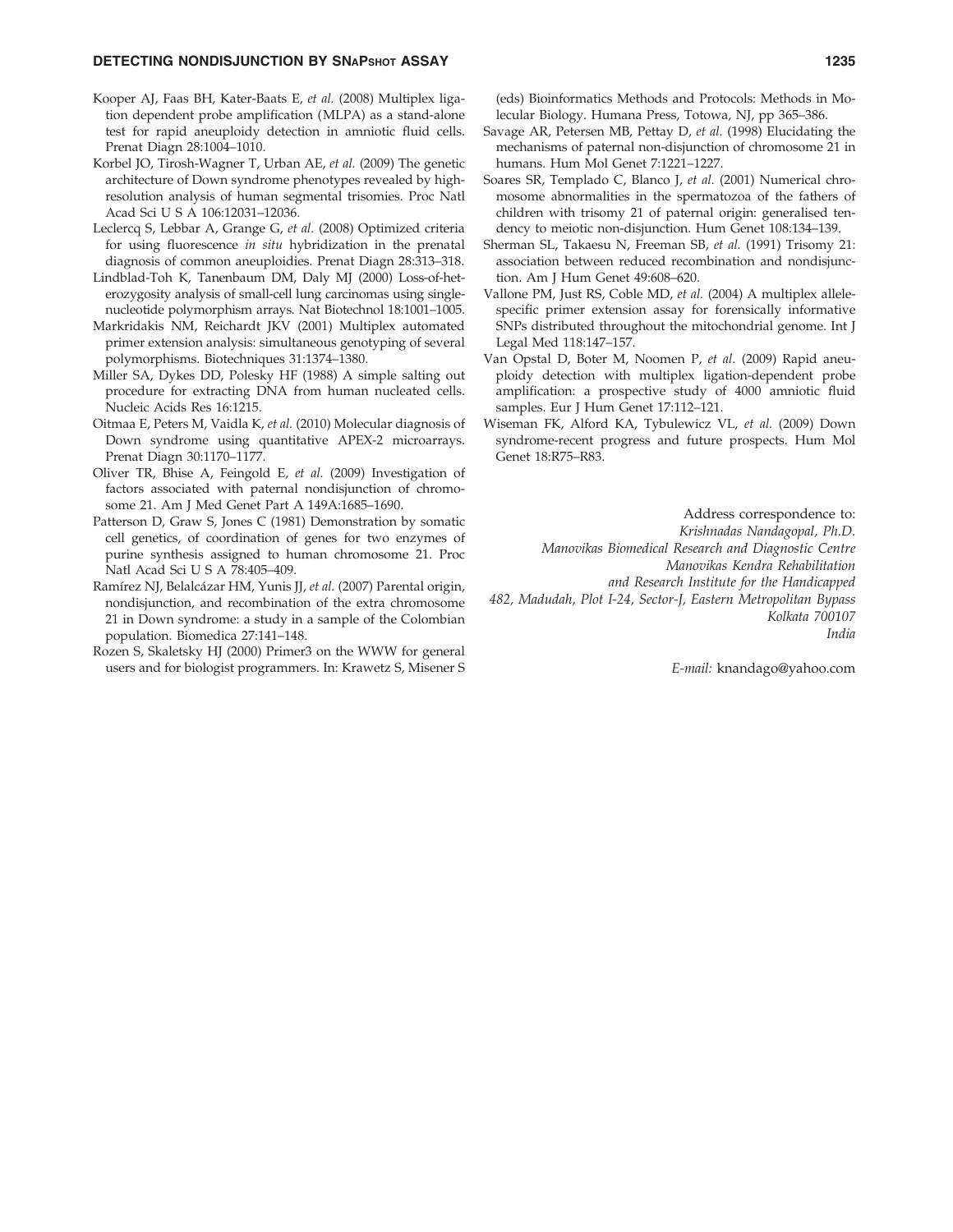Kooper AJ, Faas BH, Kater-Baats E, *et al.* (2008) Multiplex ligation dependent probe amplification (MLPA) as a stand-alone test for rapid aneuploidy detection in amniotic fluid cells. Prenat Diagn 28:1004–1010.

Korbel JO, Tirosh-Wagner T, Urban AE, *et al.* (2009) The genetic architecture of Down syndrome phenotypes revealed by high-resolution analysis of human segmental trisomies. Proc Natl Acad Sci U S A 106:12031–12036.

Leclercq S, Lebbar A, Grange G, *et al.* (2008) Optimized criteria for using fluorescence *in situ* hybridization in the prenatal diagnosis of common aneuploidies. Prenat Diagn 28:313–318.

Lindblad-Toh K, Tanenbaum DM, Daly MJ (2000) Loss-of-heterozygosity analysis of small-cell lung carcinomas using single-nucleotide polymorphism arrays. Nat Biotechnol 18:1001–1005.

Markridakis NM, Reichardt JKV (2001) Multiplex automated primer extension analysis: simultaneous genotyping of several polymorphisms. Biotechniques 31:1374–1380.

Miller SA, Dykes DD, Polesky HF (1988) A simple salting out procedure for extracting DNA from human nucleated cells. Nucleic Acids Res 16:1215.

Oitmaa E, Peters M, Vaidla K, *et al.* (2010) Molecular diagnosis of Down syndrome using quantitative APEX-2 microarrays. Prenat Diagn 30:1170–1177.

Oliver TR, Bhise A, Feingold E, *et al.* (2009) Investigation of factors associated with paternal nondisjunction of chromosome 21. Am J Med Genet Part A 149A:1685–1690.

Patterson D, Graw S, Jones C (1981) Demonstration by somatic cell genetics, of coordination of genes for two enzymes of purine synthesis assigned to human chromosome 21. Proc Natl Acad Sci U S A 78:405–409.

Ramírez NJ, Belalcázar HM, Yunis JJ, *et al.* (2007) Parental origin, nondisjunction, and recombination of the extra chromosome 21 in Down syndrome: a study in a sample of the Colombian population. Biomedica 27:141–148.

Rozen S, Skaletsky HJ (2000) Primer3 on the WWW for general users and for biologist programmers. In: Krawetz S, Misener S (eds) Bioinformatics Methods and Protocols: Methods in Molecular Biology. Humana Press, Totowa, NJ, pp 365–386.

Savage AR, Petersen MB, Pettay D, *et al.* (1998) Elucidating the mechanisms of paternal non-disjunction of chromosome 21 in humans. Hum Mol Genet 7:1221–1227.

Soares SR, Templado C, Blanco J, *et al.* (2001) Numerical chromosome abnormalities in the spermatozoa of the fathers of children with trisomy 21 of paternal origin: generalised tendency to meiotic non-disjunction. Hum Genet 108:134–139.

Sherman SL, Takaesu N, Freeman SB, *et al.* (1991) Trisomy 21: association between reduced recombination and nondisjunction. Am J Hum Genet 49:608–620.

Vallone PM, Just RS, Coble MD, *et al.* (2004) A multiplex allele-specific primer extension assay for forensically informative SNPs distributed throughout the mitochondrial genome. Int J Legal Med 118:147–157.

Van Opstal D, Boter M, Noomen P, *et al.* (2009) Rapid aneuploidy detection with multiplex ligation-dependent probe amplification: a prospective study of 4000 amniotic fluid samples. Eur J Hum Genet 17:112–121.

Wiseman FK, Alford KA, Tybulewicz VL, *et al.* (2009) Down syndrome-recent progress and future prospects. Hum Mol Genet 18:R75–R83.

Address correspondence to:
*Krishnadas Nandagopal, Ph.D.*
*Manovikas Biomedical Research and Diagnostic Centre*
*Manovikas Kendra Rehabilitation*
*and Research Institute for the Handicapped*
*482, Madudah, Plot I-24, Sector-J, Eastern Metropolitan Bypass*
*Kolkata 700107*
*India*

*E-mail:* knandago@yahoo.com